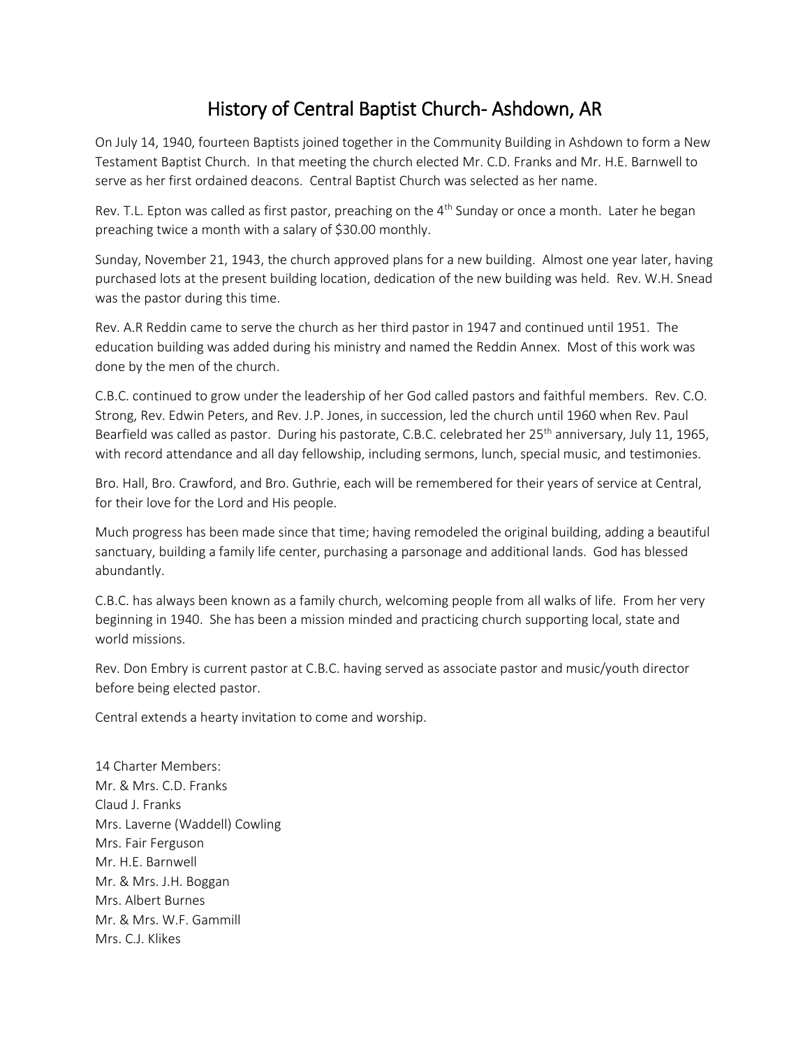# History of Central Baptist Church- Ashdown, AR

On July 14, 1940, fourteen Baptists joined together in the Community Building in Ashdown to form a New Testament Baptist Church. In that meeting the church elected Mr. C.D. Franks and Mr. H.E. Barnwell to serve as her first ordained deacons. Central Baptist Church was selected as her name.

Rev. T.L. Epton was called as first pastor, preaching on the 4th Sunday or once a month. Later he began preaching twice a month with a salary of $30.00 monthly.

Sunday, November 21, 1943, the church approved plans for a new building. Almost one year later, having purchased lots at the present building location, dedication of the new building was held. Rev. W.H. Snead was the pastor during this time.

Rev. A.R Reddin came to serve the church as her third pastor in 1947 and continued until 1951. The education building was added during his ministry and named the Reddin Annex. Most of this work was done by the men of the church.

C.B.C. continued to grow under the leadership of her God called pastors and faithful members. Rev. C.O. Strong, Rev. Edwin Peters, and Rev. J.P. Jones, in succession, led the church until 1960 when Rev. Paul Bearfield was called as pastor. During his pastorate, C.B.C. celebrated her 25th anniversary, July 11, 1965, with record attendance and all day fellowship, including sermons, lunch, special music, and testimonies.

Bro. Hall, Bro. Crawford, and Bro. Guthrie, each will be remembered for their years of service at Central, for their love for the Lord and His people.

Much progress has been made since that time; having remodeled the original building, adding a beautiful sanctuary, building a family life center, purchasing a parsonage and additional lands. God has blessed abundantly.

C.B.C. has always been known as a family church, welcoming people from all walks of life. From her very beginning in 1940. She has been a mission minded and practicing church supporting local, state and world missions.

Rev. Don Embry is current pastor at C.B.C. having served as associate pastor and music/youth director before being elected pastor.

Central extends a hearty invitation to come and worship.

14 Charter Members:
Mr. & Mrs. C.D. Franks
Claud J. Franks
Mrs. Laverne (Waddell) Cowling
Mrs. Fair Ferguson
Mr. H.E. Barnwell
Mr. & Mrs. J.H. Boggan
Mrs. Albert Burnes
Mr. & Mrs. W.F. Gammill
Mrs. C.J. Klikes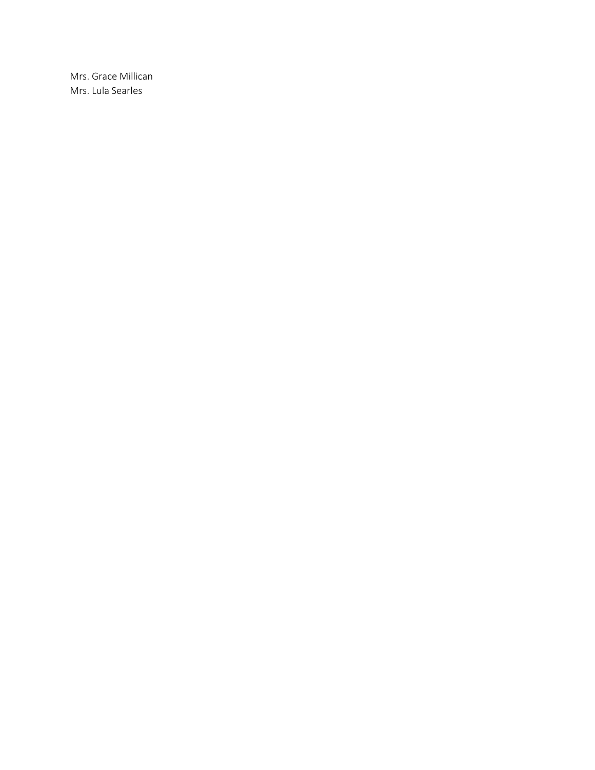Mrs. Grace Millican
Mrs. Lula Searles